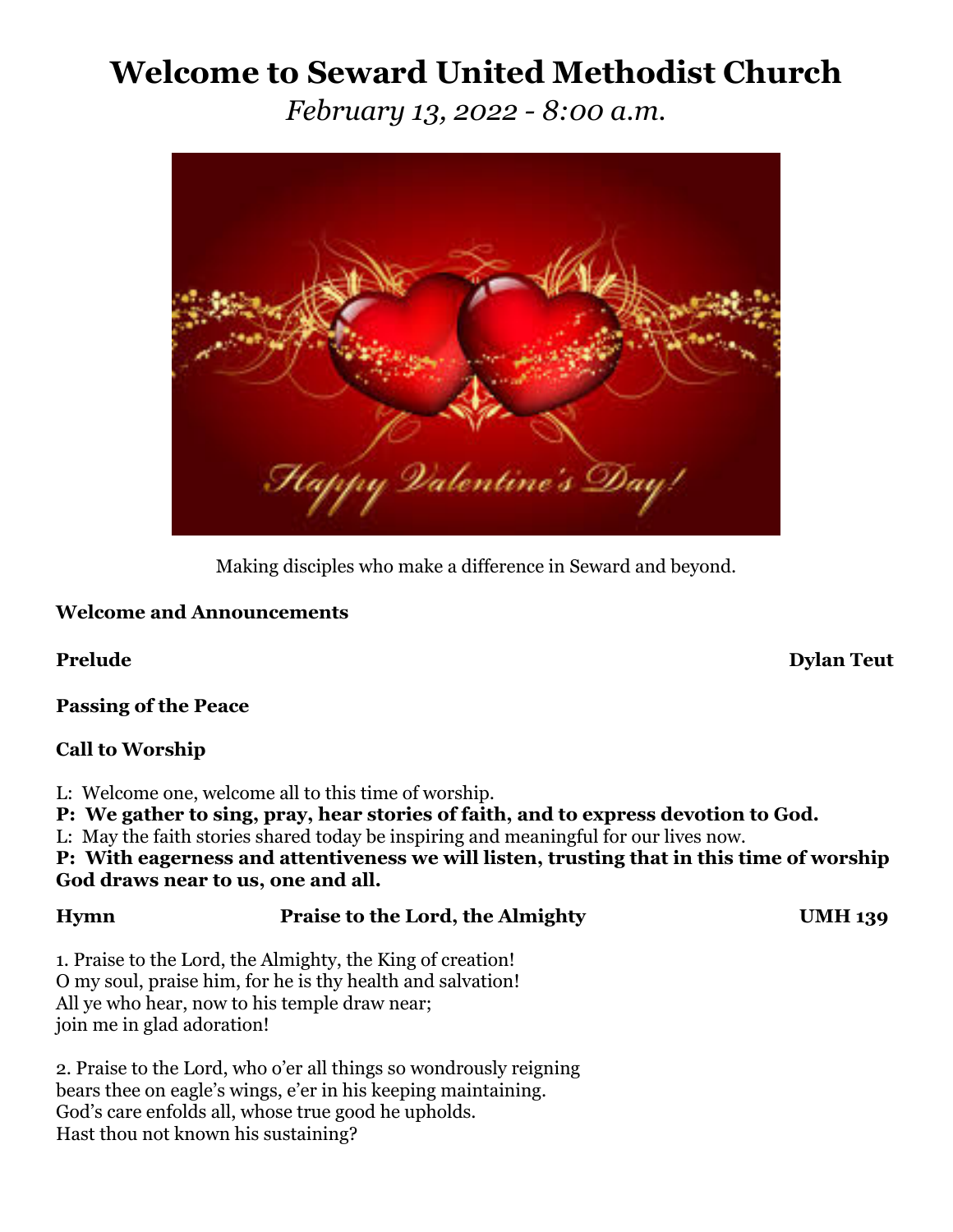# Welcome to Seward United Methodist Church

*February 13, 2022 - 8:00 a.m.*

Making disciples who make a difference in Seward and beyond.

**Welcome and Announcements**

**Prelude** **Dylan Teut**

**Passing of the Peace**

**Call to Worship**

L: Welcome one, welcome all to this time of worship.
**P: We gather to sing, pray, hear stories of faith, and to express devotion to God.**
L: May the faith stories shared today be inspiring and meaningful for our lives now.
**P: With eagerness and attentiveness we will listen, trusting that in this time of worship God draws near to us, one and all.**

**Hymn** **Praise to the Lord, the Almighty** **UMH 139**

1. Praise to the Lord, the Almighty, the King of creation!
O my soul, praise him, for he is thy health and salvation!
All ye who hear, now to his temple draw near;
join me in glad adoration!

2. Praise to the Lord, who o'er all things so wondrously reigning
bears thee on eagle's wings, e'er in his keeping maintaining.
God's care enfolds all, whose true good he upholds.
Hast thou not known his sustaining?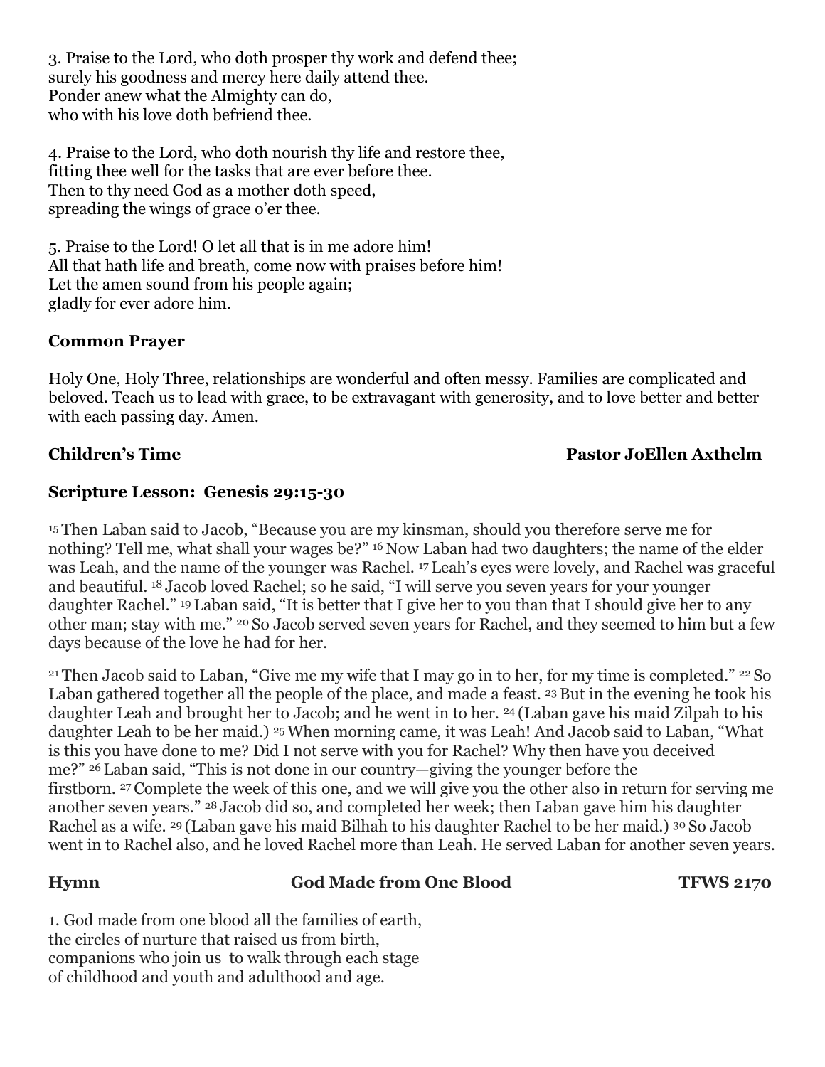3. Praise to the Lord, who doth prosper thy work and defend thee;
surely his goodness and mercy here daily attend thee.
Ponder anew what the Almighty can do,
who with his love doth befriend thee.

4. Praise to the Lord, who doth nourish thy life and restore thee,
fitting thee well for the tasks that are ever before thee.
Then to thy need God as a mother doth speed,
spreading the wings of grace o'er thee.

5. Praise to the Lord! O let all that is in me adore him!
All that hath life and breath, come now with praises before him!
Let the amen sound from his people again;
gladly for ever adore him.

**Common Prayer**

Holy One, Holy Three, relationships are wonderful and often messy. Families are complicated and beloved. Teach us to lead with grace, to be extravagant with generosity, and to love better and better with each passing day. Amen.

**Children's Time** **Pastor JoEllen Axthelm**

**Scripture Lesson: Genesis 29:15-30**

[15] Then Laban said to Jacob, "Because you are my kinsman, should you therefore serve me for nothing? Tell me, what shall your wages be?" [16] Now Laban had two daughters; the name of the elder was Leah, and the name of the younger was Rachel. [17] Leah's eyes were lovely, and Rachel was graceful and beautiful. [18] Jacob loved Rachel; so he said, "I will serve you seven years for your younger daughter Rachel." [19] Laban said, "It is better that I give her to you than that I should give her to any other man; stay with me." [20] So Jacob served seven years for Rachel, and they seemed to him but a few days because of the love he had for her.

[21] Then Jacob said to Laban, "Give me my wife that I may go in to her, for my time is completed." [22] So Laban gathered together all the people of the place, and made a feast. [23] But in the evening he took his daughter Leah and brought her to Jacob; and he went in to her. [24] (Laban gave his maid Zilpah to his daughter Leah to be her maid.) [25] When morning came, it was Leah! And Jacob said to Laban, "What is this you have done to me? Did I not serve with you for Rachel? Why then have you deceived me?" [26] Laban said, "This is not done in our country—giving the younger before the firstborn. [27] Complete the week of this one, and we will give you the other also in return for serving me another seven years." [28] Jacob did so, and completed her week; then Laban gave him his daughter Rachel as a wife. [29] (Laban gave his maid Bilhah to his daughter Rachel to be her maid.) [30] So Jacob went in to Rachel also, and he loved Rachel more than Leah. He served Laban for another seven years.

**Hymn** **God Made from One Blood** **TFWS 2170**

1. God made from one blood all the families of earth,
the circles of nurture that raised us from birth,
companions who join us to walk through each stage
of childhood and youth and adulthood and age.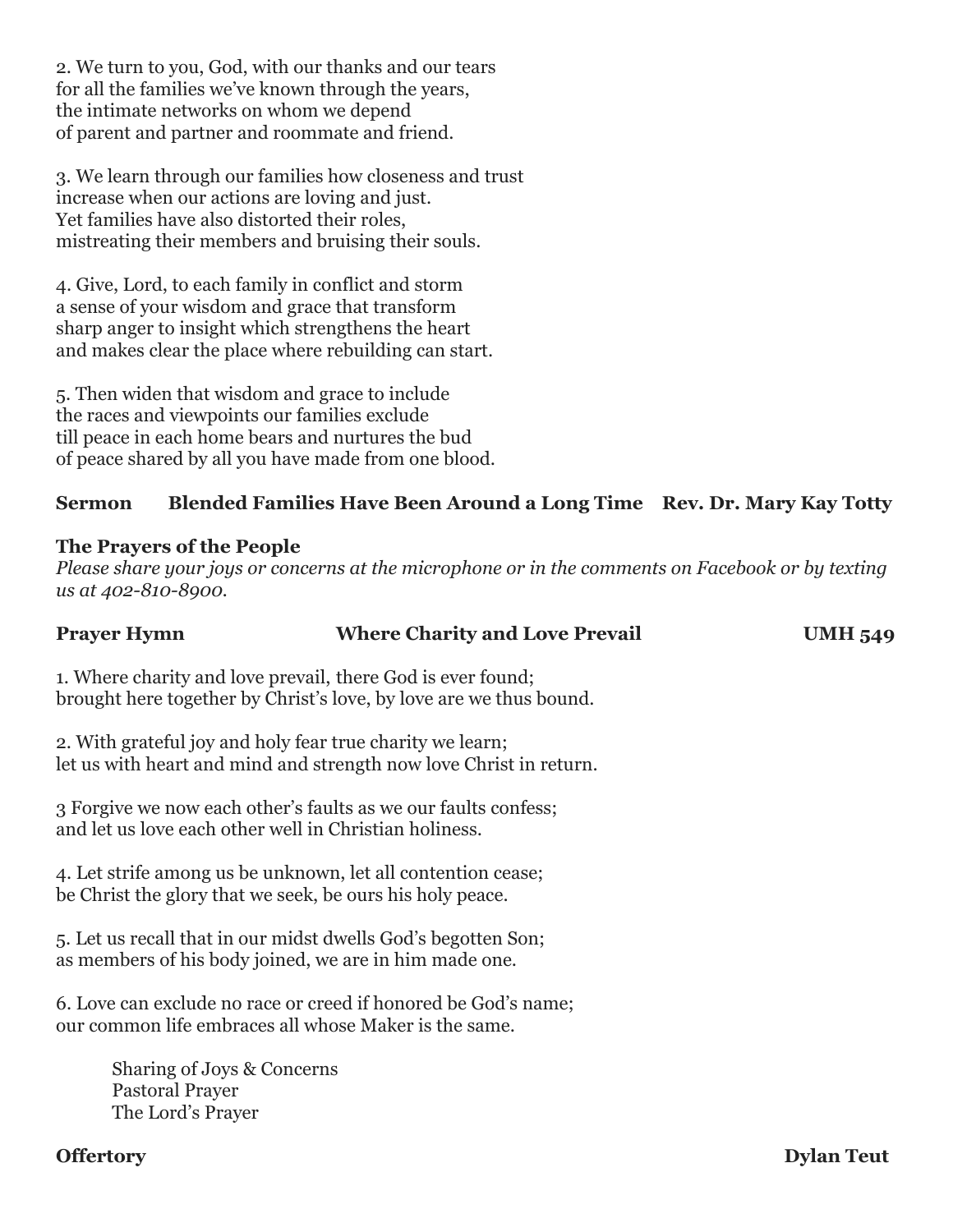2. We turn to you, God, with our thanks and our tears
for all the families we've known through the years,
the intimate networks on whom we depend
of parent and partner and roommate and friend.

3. We learn through our families how closeness and trust
increase when our actions are loving and just.
Yet families have also distorted their roles,
mistreating their members and bruising their souls.

4. Give, Lord, to each family in conflict and storm
a sense of your wisdom and grace that transform
sharp anger to insight which strengthens the heart
and makes clear the place where rebuilding can start.

5. Then widen that wisdom and grace to include
the races and viewpoints our families exclude
till peace in each home bears and nurtures the bud
of peace shared by all you have made from one blood.

**Sermon Blended Families Have Been Around a Long Time Rev. Dr. Mary Kay Totty**

**The Prayers of the People**

*Please share your joys or concerns at the microphone or in the comments on Facebook or by texting us at 402-810-8900.*

**Prayer Hymn Where Charity and Love Prevail UMH 549**

1. Where charity and love prevail, there God is ever found;
brought here together by Christ's love, by love are we thus bound.

2. With grateful joy and holy fear true charity we learn;
let us with heart and mind and strength now love Christ in return.

3 Forgive we now each other's faults as we our faults confess;
and let us love each other well in Christian holiness.

4. Let strife among us be unknown, let all contention cease;
be Christ the glory that we seek, be ours his holy peace.

5. Let us recall that in our midst dwells God's begotten Son;
as members of his body joined, we are in him made one.

6. Love can exclude no race or creed if honored be God's name;
our common life embraces all whose Maker is the same.

Sharing of Joys & Concerns
Pastoral Prayer
The Lord's Prayer

**Offertory Dylan Teut**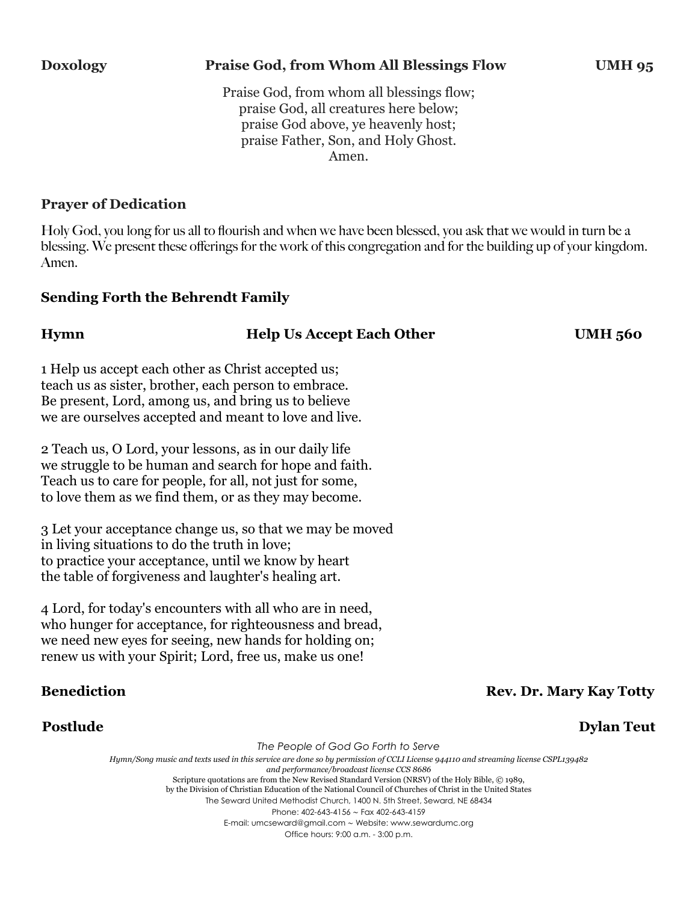**Doxology** **Praise God, from Whom All Blessings Flow** **UMH 95**

Praise God, from whom all blessings flow;
praise God, all creatures here below;
praise God above, ye heavenly host;
praise Father, Son, and Holy Ghost.
Amen.

**Prayer of Dedication**

Holy God, you long for us all to flourish and when we have been blessed, you ask that we would in turn be a blessing. We present these offerings for the work of this congregation and for the building up of your kingdom. Amen.

**Sending Forth the Behrendt Family**

**Hymn** **Help Us Accept Each Other** **UMH 560**

1 Help us accept each other as Christ accepted us;
teach us as sister, brother, each person to embrace.
Be present, Lord, among us, and bring us to believe
we are ourselves accepted and meant to love and live.

2 Teach us, O Lord, your lessons, as in our daily life
we struggle to be human and search for hope and faith.
Teach us to care for people, for all, not just for some,
to love them as we find them, or as they may become.

3 Let your acceptance change us, so that we may be moved
in living situations to do the truth in love;
to practice your acceptance, until we know by heart
the table of forgiveness and laughter's healing art.

4 Lord, for today's encounters with all who are in need,
who hunger for acceptance, for righteousness and bread,
we need new eyes for seeing, new hands for holding on;
renew us with your Spirit; Lord, free us, make us one!

**Benediction** **Rev. Dr. Mary Kay Totty**

**Postlude** **Dylan Teut**

*The People of God Go Forth to Serve*

*Hymn/Song music and texts used in this service are done so by permission of CCLI License 944110 and streaming license CSPL139482 and performance/broadcast license CCS 8686*

Scripture quotations are from the New Revised Standard Version (NRSV) of the Holy Bible, © 1989, by the Division of Christian Education of the National Council of Churches of Christ in the United States

The Seward United Methodist Church, 1400 N. 5th Street, Seward, NE 68434

Phone: 402-643-4156 ~ Fax 402-643-4159

E-mail: umcseward@gmail.com ~ Website: www.sewardumc.org

Office hours: 9:00 a.m. - 3:00 p.m.